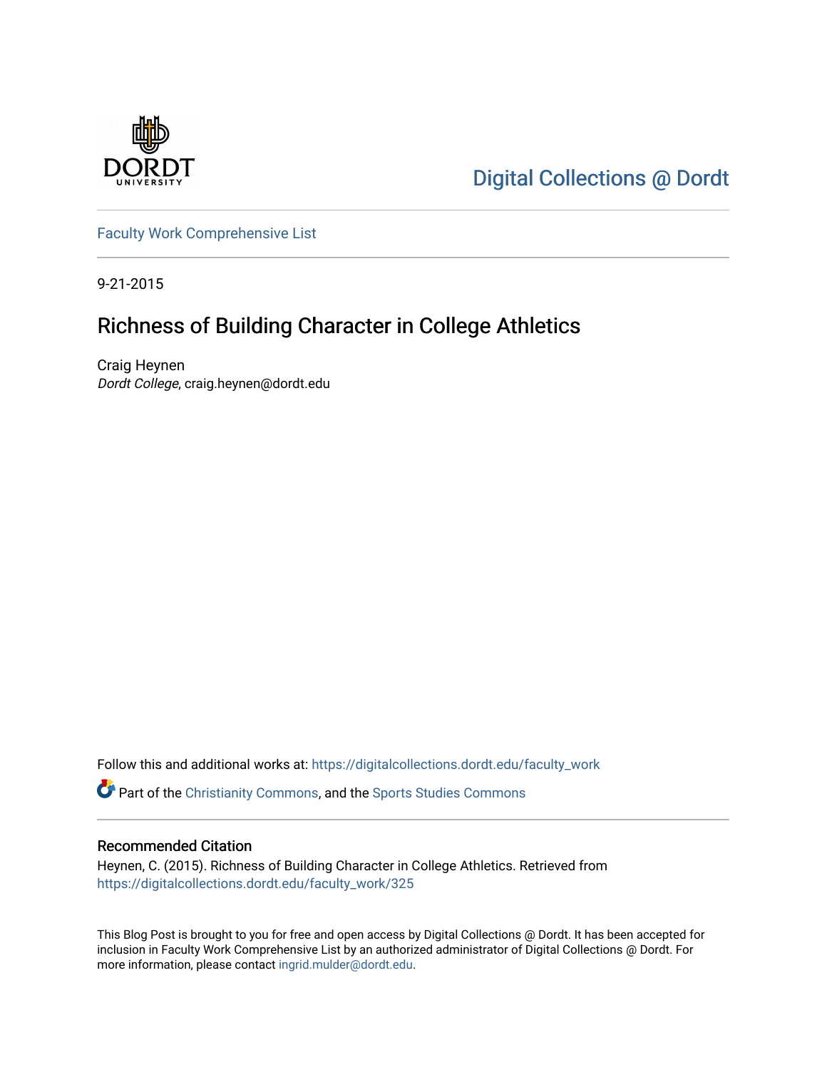Digital Collections @ Dordt

Faculty Work Comprehensive List

9-21-2015

# Richness of Building Character in College Athletics

Craig Heynen
*Dordt College*, craig.heynen@dordt.edu

Follow this and additional works at: https://digitalcollections.dordt.edu/faculty_work

Part of the Christianity Commons, and the Sports Studies Commons

## Recommended Citation

Heynen, C. (2015). Richness of Building Character in College Athletics. Retrieved from https://digitalcollections.dordt.edu/faculty_work/325

This Blog Post is brought to you for free and open access by Digital Collections @ Dordt. It has been accepted for inclusion in Faculty Work Comprehensive List by an authorized administrator of Digital Collections @ Dordt. For more information, please contact ingrid.mulder@dordt.edu.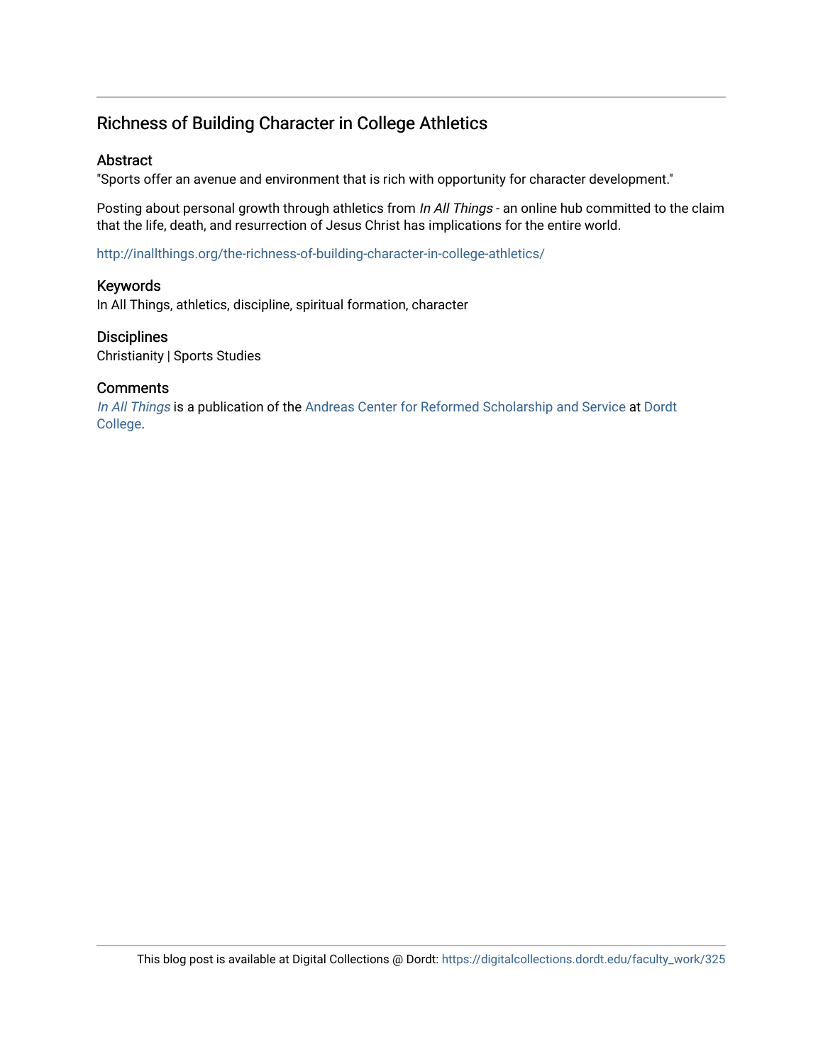# Richness of Building Character in College Athletics

## Abstract

"Sports offer an avenue and environment that is rich with opportunity for character development."

Posting about personal growth through athletics from *In All Things* - an online hub committed to the claim that the life, death, and resurrection of Jesus Christ has implications for the entire world.

http://inallthings.org/the-richness-of-building-character-in-college-athletics/

## Keywords

In All Things, athletics, discipline, spiritual formation, character

## Disciplines

Christianity | Sports Studies

## Comments

*In All Things* is a publication of the Andreas Center for Reformed Scholarship and Service at Dordt College.

This blog post is available at Digital Collections @ Dordt: https://digitalcollections.dordt.edu/faculty_work/325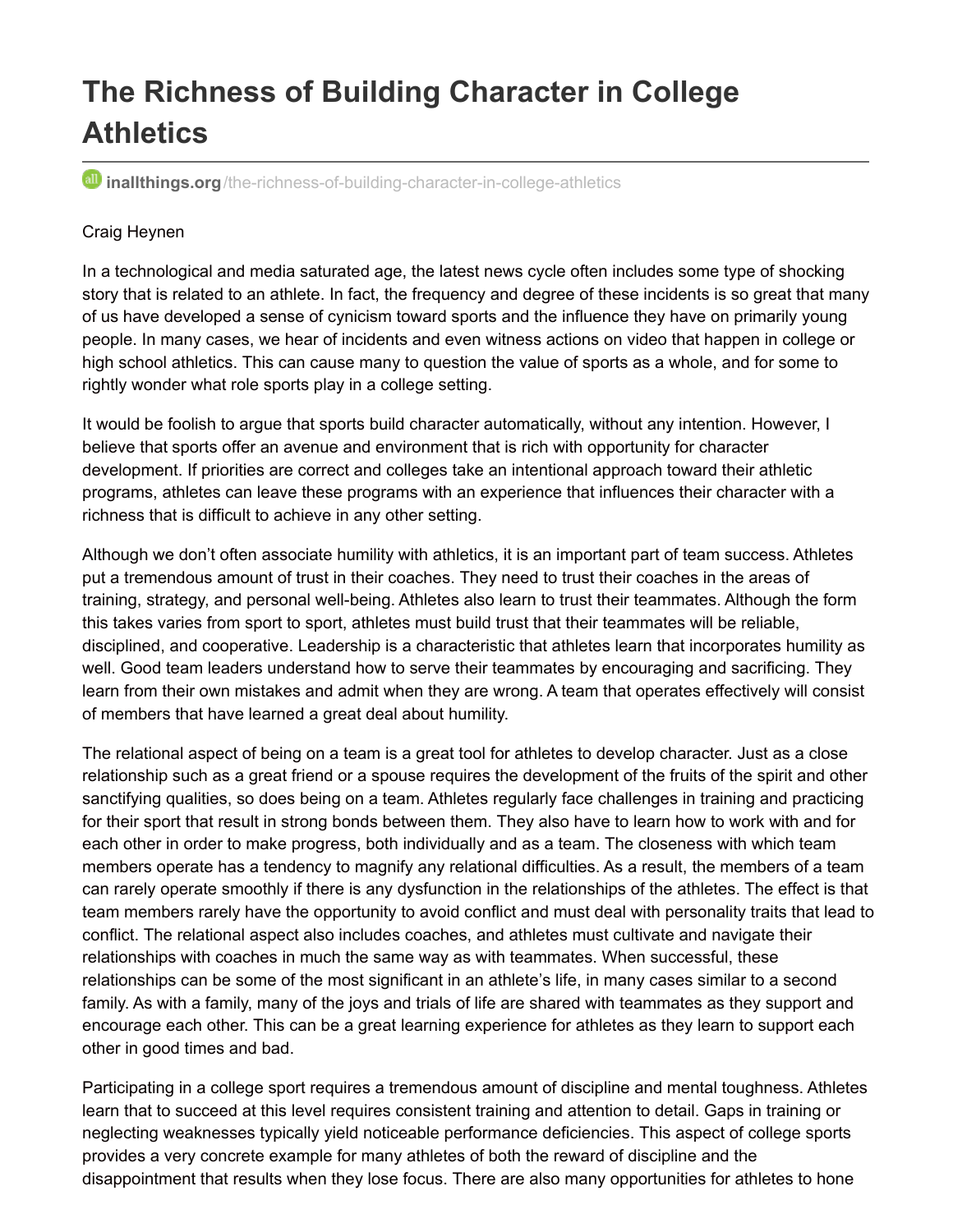# The Richness of Building Character in College Athletics

**inallthings.org**/the-richness-of-building-character-in-college-athletics

Craig Heynen

In a technological and media saturated age, the latest news cycle often includes some type of shocking story that is related to an athlete. In fact, the frequency and degree of these incidents is so great that many of us have developed a sense of cynicism toward sports and the influence they have on primarily young people. In many cases, we hear of incidents and even witness actions on video that happen in college or high school athletics. This can cause many to question the value of sports as a whole, and for some to rightly wonder what role sports play in a college setting.

It would be foolish to argue that sports build character automatically, without any intention. However, I believe that sports offer an avenue and environment that is rich with opportunity for character development. If priorities are correct and colleges take an intentional approach toward their athletic programs, athletes can leave these programs with an experience that influences their character with a richness that is difficult to achieve in any other setting.

Although we don't often associate humility with athletics, it is an important part of team success. Athletes put a tremendous amount of trust in their coaches. They need to trust their coaches in the areas of training, strategy, and personal well-being. Athletes also learn to trust their teammates. Although the form this takes varies from sport to sport, athletes must build trust that their teammates will be reliable, disciplined, and cooperative. Leadership is a characteristic that athletes learn that incorporates humility as well. Good team leaders understand how to serve their teammates by encouraging and sacrificing. They learn from their own mistakes and admit when they are wrong. A team that operates effectively will consist of members that have learned a great deal about humility.

The relational aspect of being on a team is a great tool for athletes to develop character. Just as a close relationship such as a great friend or a spouse requires the development of the fruits of the spirit and other sanctifying qualities, so does being on a team. Athletes regularly face challenges in training and practicing for their sport that result in strong bonds between them. They also have to learn how to work with and for each other in order to make progress, both individually and as a team. The closeness with which team members operate has a tendency to magnify any relational difficulties. As a result, the members of a team can rarely operate smoothly if there is any dysfunction in the relationships of the athletes. The effect is that team members rarely have the opportunity to avoid conflict and must deal with personality traits that lead to conflict. The relational aspect also includes coaches, and athletes must cultivate and navigate their relationships with coaches in much the same way as with teammates. When successful, these relationships can be some of the most significant in an athlete's life, in many cases similar to a second family. As with a family, many of the joys and trials of life are shared with teammates as they support and encourage each other. This can be a great learning experience for athletes as they learn to support each other in good times and bad.

Participating in a college sport requires a tremendous amount of discipline and mental toughness. Athletes learn that to succeed at this level requires consistent training and attention to detail. Gaps in training or neglecting weaknesses typically yield noticeable performance deficiencies. This aspect of college sports provides a very concrete example for many athletes of both the reward of discipline and the disappointment that results when they lose focus. There are also many opportunities for athletes to hone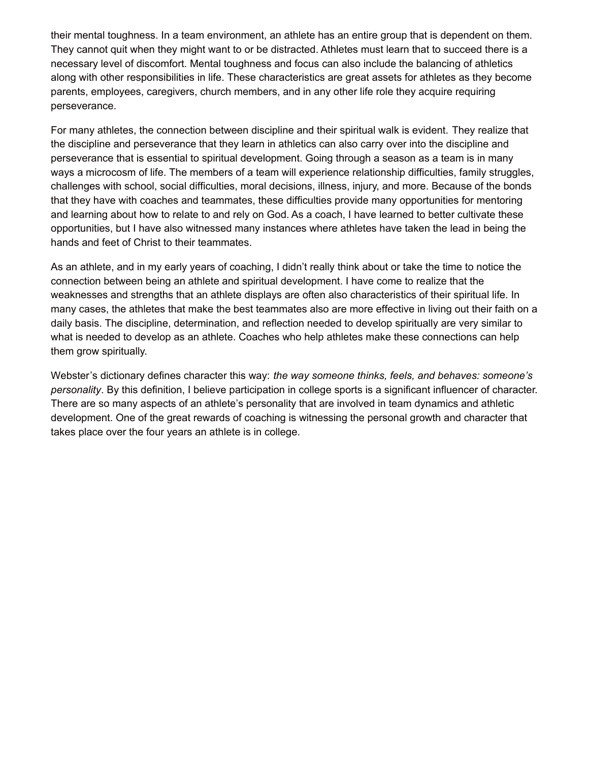their mental toughness. In a team environment, an athlete has an entire group that is dependent on them. They cannot quit when they might want to or be distracted. Athletes must learn that to succeed there is a necessary level of discomfort. Mental toughness and focus can also include the balancing of athletics along with other responsibilities in life. These characteristics are great assets for athletes as they become parents, employees, caregivers, church members, and in any other life role they acquire requiring perseverance.

For many athletes, the connection between discipline and their spiritual walk is evident. They realize that the discipline and perseverance that they learn in athletics can also carry over into the discipline and perseverance that is essential to spiritual development. Going through a season as a team is in many ways a microcosm of life. The members of a team will experience relationship difficulties, family struggles, challenges with school, social difficulties, moral decisions, illness, injury, and more. Because of the bonds that they have with coaches and teammates, these difficulties provide many opportunities for mentoring and learning about how to relate to and rely on God. As a coach, I have learned to better cultivate these opportunities, but I have also witnessed many instances where athletes have taken the lead in being the hands and feet of Christ to their teammates.

As an athlete, and in my early years of coaching, I didn't really think about or take the time to notice the connection between being an athlete and spiritual development. I have come to realize that the weaknesses and strengths that an athlete displays are often also characteristics of their spiritual life. In many cases, the athletes that make the best teammates also are more effective in living out their faith on a daily basis. The discipline, determination, and reflection needed to develop spiritually are very similar to what is needed to develop as an athlete. Coaches who help athletes make these connections can help them grow spiritually.

Webster's dictionary defines character this way: *the way someone thinks, feels, and behaves: someone's personality*. By this definition, I believe participation in college sports is a significant influencer of character. There are so many aspects of an athlete's personality that are involved in team dynamics and athletic development. One of the great rewards of coaching is witnessing the personal growth and character that takes place over the four years an athlete is in college.